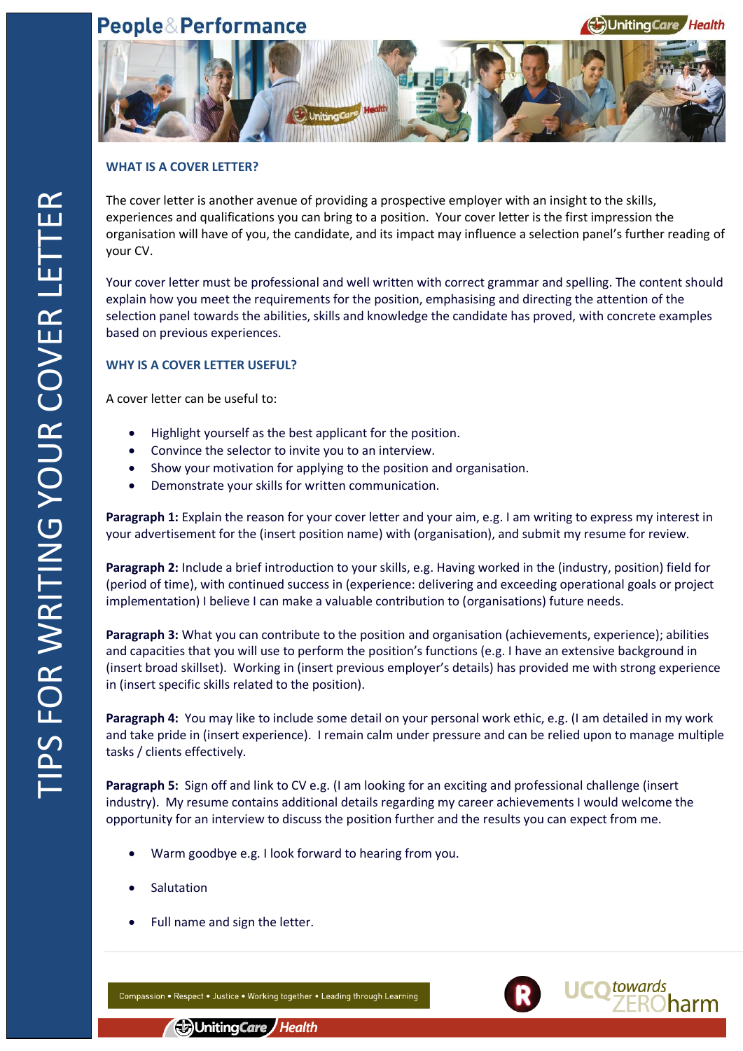# TIPS FOR WRITING YOUR COVER LETTER

## WHAT IS A COVER LETTER?

The cover letter is another avenue of providing a prospective employer with an insight to the skills, experiences and qualifications you can bring to a position. Your cover letter is the first impression the organisation will have of you, the candidate, and its impact may influence a selection panel's further reading of your CV.

Your cover letter must be professional and well written with correct grammar and spelling. The content should explain how you meet the requirements for the position, emphasising and directing the attention of the selection panel towards the abilities, skills and knowledge the candidate has proved, with concrete examples based on previous experiences.

## WHY IS A COVER LETTER USEFUL?

A cover letter can be useful to:

- Highlight yourself as the best applicant for the position.
- Convince the selector to invite you to an interview.
- Show your motivation for applying to the position and organisation.
- Demonstrate your skills for written communication.

**Paragraph 1:** Explain the reason for your cover letter and your aim, e.g. I am writing to express my interest in your advertisement for the (insert position name) with (organisation), and submit my resume for review.

**Paragraph 2:** Include a brief introduction to your skills, e.g. Having worked in the (industry, position) field for (period of time), with continued success in (experience: delivering and exceeding operational goals or project implementation) I believe I can make a valuable contribution to (organisations) future needs.

**Paragraph 3:** What you can contribute to the position and organisation (achievements, experience); abilities and capacities that you will use to perform the position's functions (e.g. I have an extensive background in (insert broad skillset). Working in (insert previous employer's details) has provided me with strong experience in (insert specific skills related to the position).

**Paragraph 4:** You may like to include some detail on your personal work ethic, e.g. (I am detailed in my work and take pride in (insert experience). I remain calm under pressure and can be relied upon to manage multiple tasks / clients effectively.

**Paragraph 5:** Sign off and link to CV e.g. (I am looking for an exciting and professional challenge (insert industry). My resume contains additional details regarding my career achievements I would welcome the opportunity for an interview to discuss the position further and the results you can expect from me.

- Warm goodbye e.g. I look forward to hearing from you.
- Salutation
- Full name and sign the letter.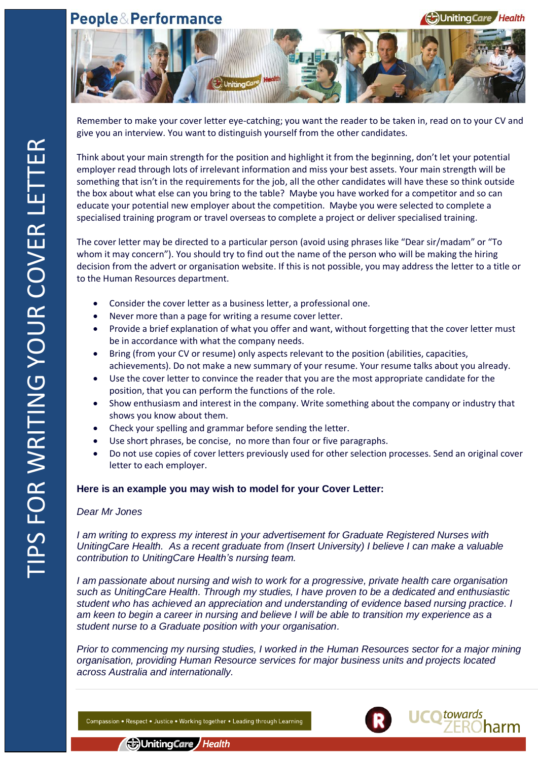# TIPS FOR WRITING YOUR COVER LETTER

Remember to make your cover letter eye-catching; you want the reader to be taken in, read on to your CV and give you an interview. You want to distinguish yourself from the other candidates.

Think about your main strength for the position and highlight it from the beginning, don't let your potential employer read through lots of irrelevant information and miss your best assets. Your main strength will be something that isn't in the requirements for the job, all the other candidates will have these so think outside the box about what else can you bring to the table? Maybe you have worked for a competitor and so can educate your potential new employer about the competition. Maybe you were selected to complete a specialised training program or travel overseas to complete a project or deliver specialised training.

The cover letter may be directed to a particular person (avoid using phrases like "Dear sir/madam" or "To whom it may concern"). You should try to find out the name of the person who will be making the hiring decision from the advert or organisation website. If this is not possible, you may address the letter to a title or to the Human Resources department.

- Consider the cover letter as a business letter, a professional one.
- Never more than a page for writing a resume cover letter.
- Provide a brief explanation of what you offer and want, without forgetting that the cover letter must be in accordance with what the company needs.
- Bring (from your CV or resume) only aspects relevant to the position (abilities, capacities, achievements). Do not make a new summary of your resume. Your resume talks about you already.
- Use the cover letter to convince the reader that you are the most appropriate candidate for the position, that you can perform the functions of the role.
- Show enthusiasm and interest in the company. Write something about the company or industry that shows you know about them.
- Check your spelling and grammar before sending the letter.
- Use short phrases, be concise, no more than four or five paragraphs.
- Do not use copies of cover letters previously used for other selection processes. Send an original cover letter to each employer.

**Here is an example you may wish to model for your Cover Letter:**

*Dear Mr Jones*

*I am writing to express my interest in your advertisement for Graduate Registered Nurses with UnitingCare Health. As a recent graduate from (Insert University) I believe I can make a valuable contribution to UnitingCare Health's nursing team.*

*I am passionate about nursing and wish to work for a progressive, private health care organisation such as UnitingCare Health. Through my studies, I have proven to be a dedicated and enthusiastic student who has achieved an appreciation and understanding of evidence based nursing practice. I am keen to begin a career in nursing and believe I will be able to transition my experience as a student nurse to a Graduate position with your organisation.*

*Prior to commencing my nursing studies, I worked in the Human Resources sector for a major mining organisation, providing Human Resource services for major business units and projects located across Australia and internationally.*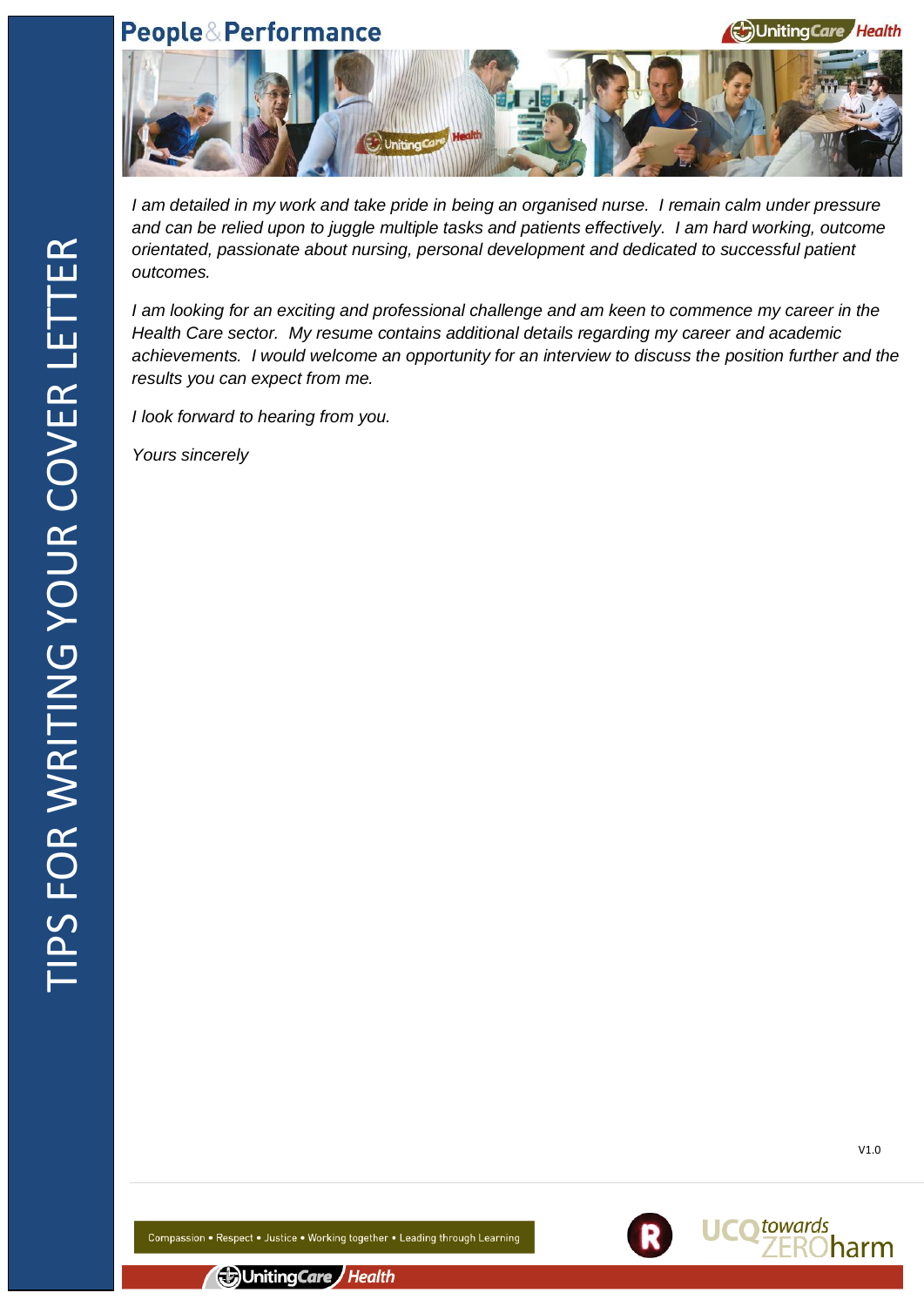*I am detailed in my work and take pride in being an organised nurse. I remain calm under pressure and can be relied upon to juggle multiple tasks and patients effectively. I am hard working, outcome orientated, passionate about nursing, personal development and dedicated to successful patient outcomes.*

*I am looking for an exciting and professional challenge and am keen to commence my career in the Health Care sector. My resume contains additional details regarding my career and academic achievements. I would welcome an opportunity for an interview to discuss the position further and the results you can expect from me.*

*I look forward to hearing from you.*

*Yours sincerely*

V1.0